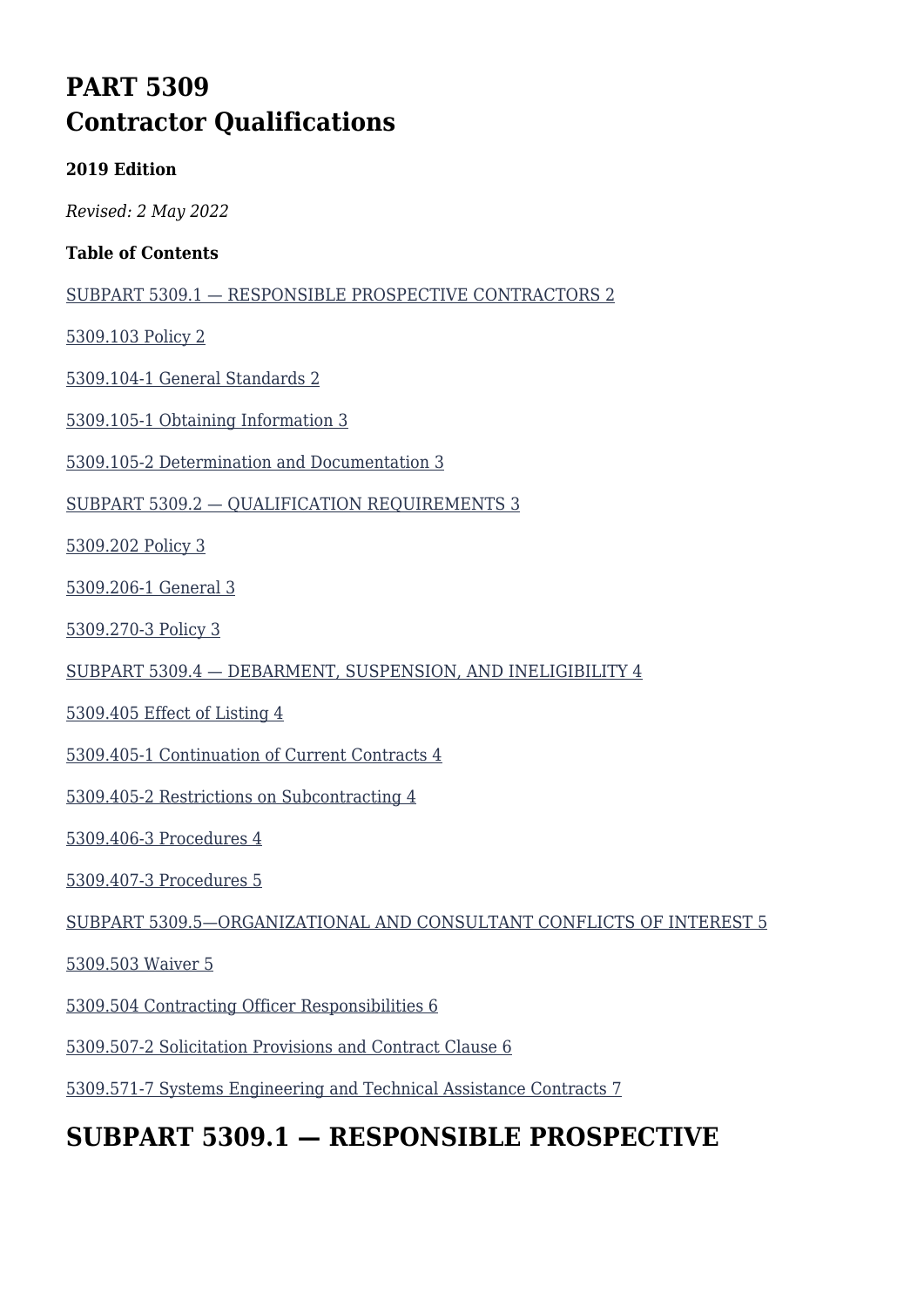# PART 5309
# Contractor Qualifications

**2019 Edition**

*Revised: 2 May 2022*

**Table of Contents**

SUBPART 5309.1 — RESPONSIBLE PROSPECTIVE CONTRACTORS 2

5309.103 Policy 2

5309.104-1 General Standards 2

5309.105-1 Obtaining Information 3

5309.105-2 Determination and Documentation 3

SUBPART 5309.2 — QUALIFICATION REQUIREMENTS 3

5309.202 Policy 3

5309.206-1 General 3

5309.270-3 Policy 3

SUBPART 5309.4 — DEBARMENT, SUSPENSION, AND INELIGIBILITY 4

5309.405 Effect of Listing 4

5309.405-1 Continuation of Current Contracts 4

5309.405-2 Restrictions on Subcontracting 4

5309.406-3 Procedures 4

5309.407-3 Procedures 5

SUBPART 5309.5—ORGANIZATIONAL AND CONSULTANT CONFLICTS OF INTEREST 5

5309.503 Waiver 5

5309.504 Contracting Officer Responsibilities 6

5309.507-2 Solicitation Provisions and Contract Clause 6

5309.571-7 Systems Engineering and Technical Assistance Contracts 7

## SUBPART 5309.1 — RESPONSIBLE PROSPECTIVE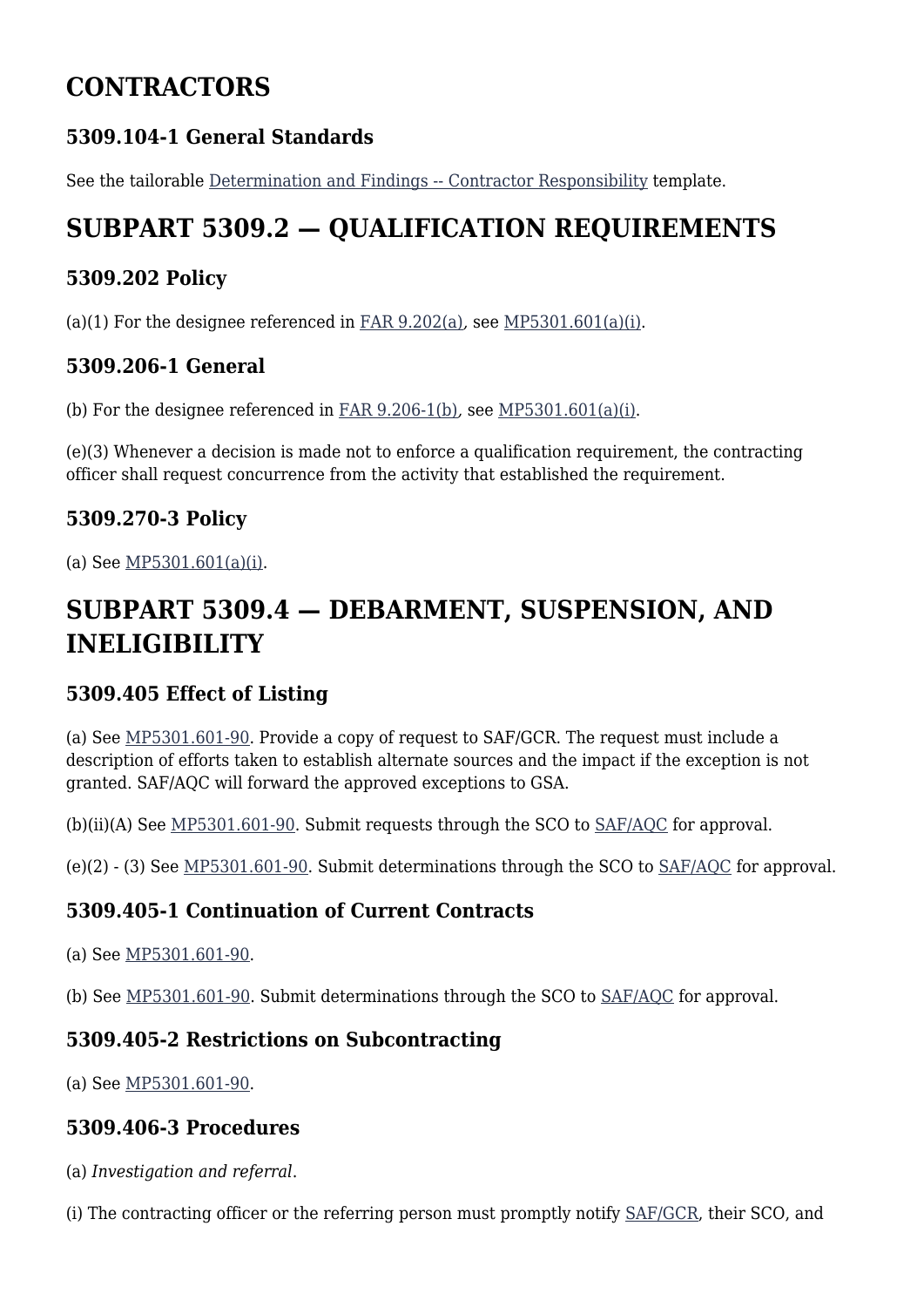# CONTRACTORS

## 5309.104-1 General Standards

See the tailorable Determination and Findings -- Contractor Responsibility template.

# SUBPART 5309.2 — QUALIFICATION REQUIREMENTS

## 5309.202 Policy

(a)(1) For the designee referenced in FAR 9.202(a), see MP5301.601(a)(i).

## 5309.206-1 General

(b) For the designee referenced in FAR 9.206-1(b), see MP5301.601(a)(i).

(e)(3) Whenever a decision is made not to enforce a qualification requirement, the contracting officer shall request concurrence from the activity that established the requirement.

## 5309.270-3 Policy

(a) See MP5301.601(a)(i).

# SUBPART 5309.4 — DEBARMENT, SUSPENSION, AND INELIGIBILITY

## 5309.405 Effect of Listing

(a) See MP5301.601-90. Provide a copy of request to SAF/GCR. The request must include a description of efforts taken to establish alternate sources and the impact if the exception is not granted. SAF/AQC will forward the approved exceptions to GSA.

(b)(ii)(A) See MP5301.601-90. Submit requests through the SCO to SAF/AQC for approval.

(e)(2) - (3) See MP5301.601-90. Submit determinations through the SCO to SAF/AQC for approval.

## 5309.405-1 Continuation of Current Contracts

(a) See MP5301.601-90.

(b) See MP5301.601-90. Submit determinations through the SCO to SAF/AQC for approval.

## 5309.405-2 Restrictions on Subcontracting

(a) See MP5301.601-90.

## 5309.406-3 Procedures

(a) *Investigation and referral*.

(i) The contracting officer or the referring person must promptly notify SAF/GCR, their SCO, and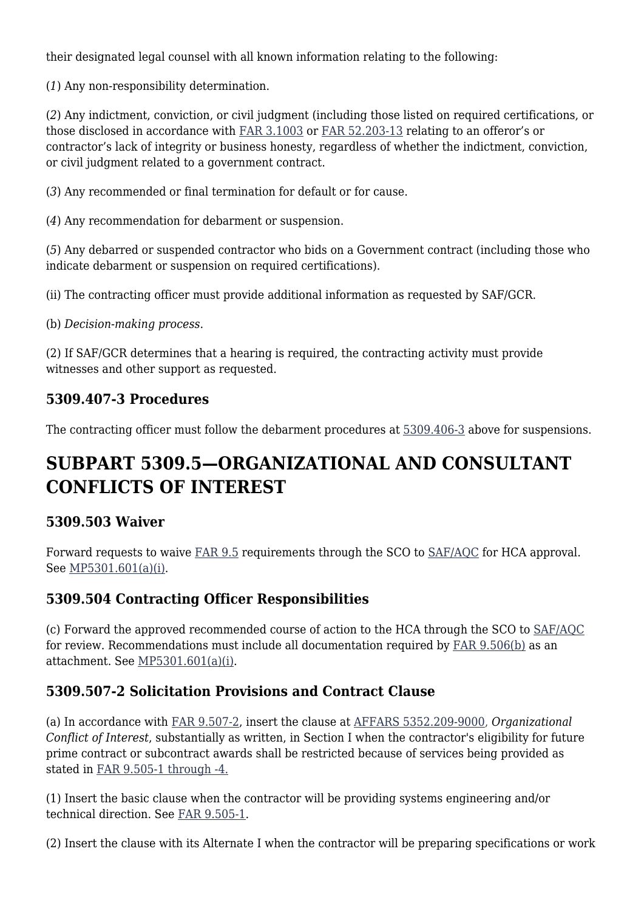their designated legal counsel with all known information relating to the following:

(*1*) Any non-responsibility determination.

(*2*) Any indictment, conviction, or civil judgment (including those listed on required certifications, or those disclosed in accordance with FAR 3.1003 or FAR 52.203-13 relating to an offeror's or contractor's lack of integrity or business honesty, regardless of whether the indictment, conviction, or civil judgment related to a government contract.

(*3*) Any recommended or final termination for default or for cause.

(*4*) Any recommendation for debarment or suspension.

(*5*) Any debarred or suspended contractor who bids on a Government contract (including those who indicate debarment or suspension on required certifications).

(ii) The contracting officer must provide additional information as requested by SAF/GCR.

(b) *Decision-making process*.

(2) If SAF/GCR determines that a hearing is required, the contracting activity must provide witnesses and other support as requested.

### 5309.407-3 Procedures

The contracting officer must follow the debarment procedures at 5309.406-3 above for suspensions.

## SUBPART 5309.5—ORGANIZATIONAL AND CONSULTANT CONFLICTS OF INTEREST

### 5309.503 Waiver

Forward requests to waive FAR 9.5 requirements through the SCO to SAF/AQC for HCA approval. See MP5301.601(a)(i).

### 5309.504 Contracting Officer Responsibilities

(c) Forward the approved recommended course of action to the HCA through the SCO to SAF/AQC for review. Recommendations must include all documentation required by FAR 9.506(b) as an attachment. See MP5301.601(a)(i).

### 5309.507-2 Solicitation Provisions and Contract Clause

(a) In accordance with FAR 9.507-2, insert the clause at AFFARS 5352.209-9000, *Organizational Conflict of Interest*, substantially as written, in Section I when the contractor's eligibility for future prime contract or subcontract awards shall be restricted because of services being provided as stated in FAR 9.505-1 through -4.

(1) Insert the basic clause when the contractor will be providing systems engineering and/or technical direction. See FAR 9.505-1.

(2) Insert the clause with its Alternate I when the contractor will be preparing specifications or work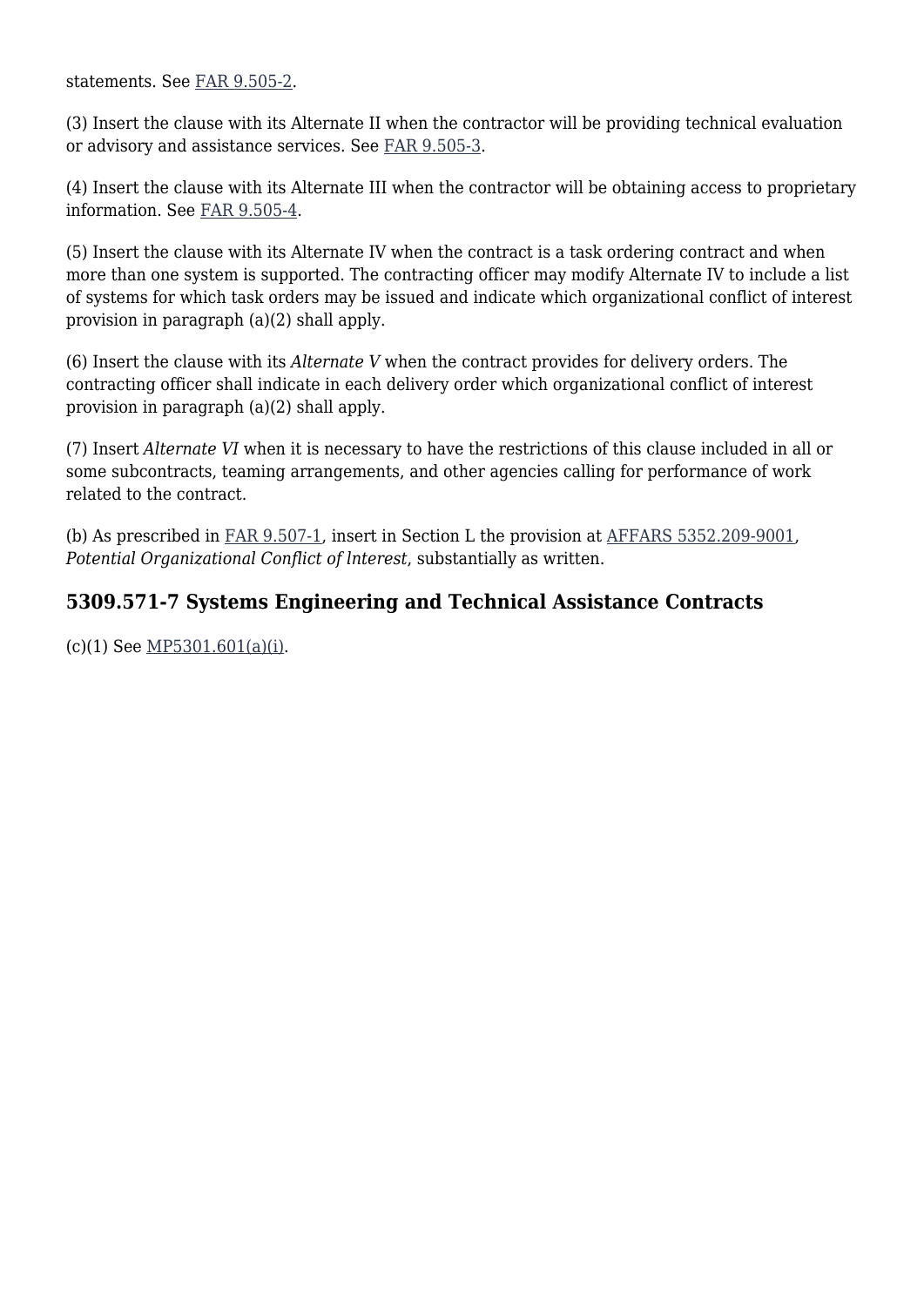statements. See FAR 9.505-2.

(3) Insert the clause with its Alternate II when the contractor will be providing technical evaluation or advisory and assistance services. See FAR 9.505-3.

(4) Insert the clause with its Alternate III when the contractor will be obtaining access to proprietary information. See FAR 9.505-4.

(5) Insert the clause with its Alternate IV when the contract is a task ordering contract and when more than one system is supported. The contracting officer may modify Alternate IV to include a list of systems for which task orders may be issued and indicate which organizational conflict of interest provision in paragraph (a)(2) shall apply.

(6) Insert the clause with its *Alternate V* when the contract provides for delivery orders. The contracting officer shall indicate in each delivery order which organizational conflict of interest provision in paragraph (a)(2) shall apply.

(7) Insert *Alternate VI* when it is necessary to have the restrictions of this clause included in all or some subcontracts, teaming arrangements, and other agencies calling for performance of work related to the contract.

(b) As prescribed in FAR 9.507-1, insert in Section L the provision at AFFARS 5352.209-9001, *Potential Organizational Conflict of lnterest*, substantially as written.

## 5309.571-7 Systems Engineering and Technical Assistance Contracts

(c)(1) See MP5301.601(a)(i).